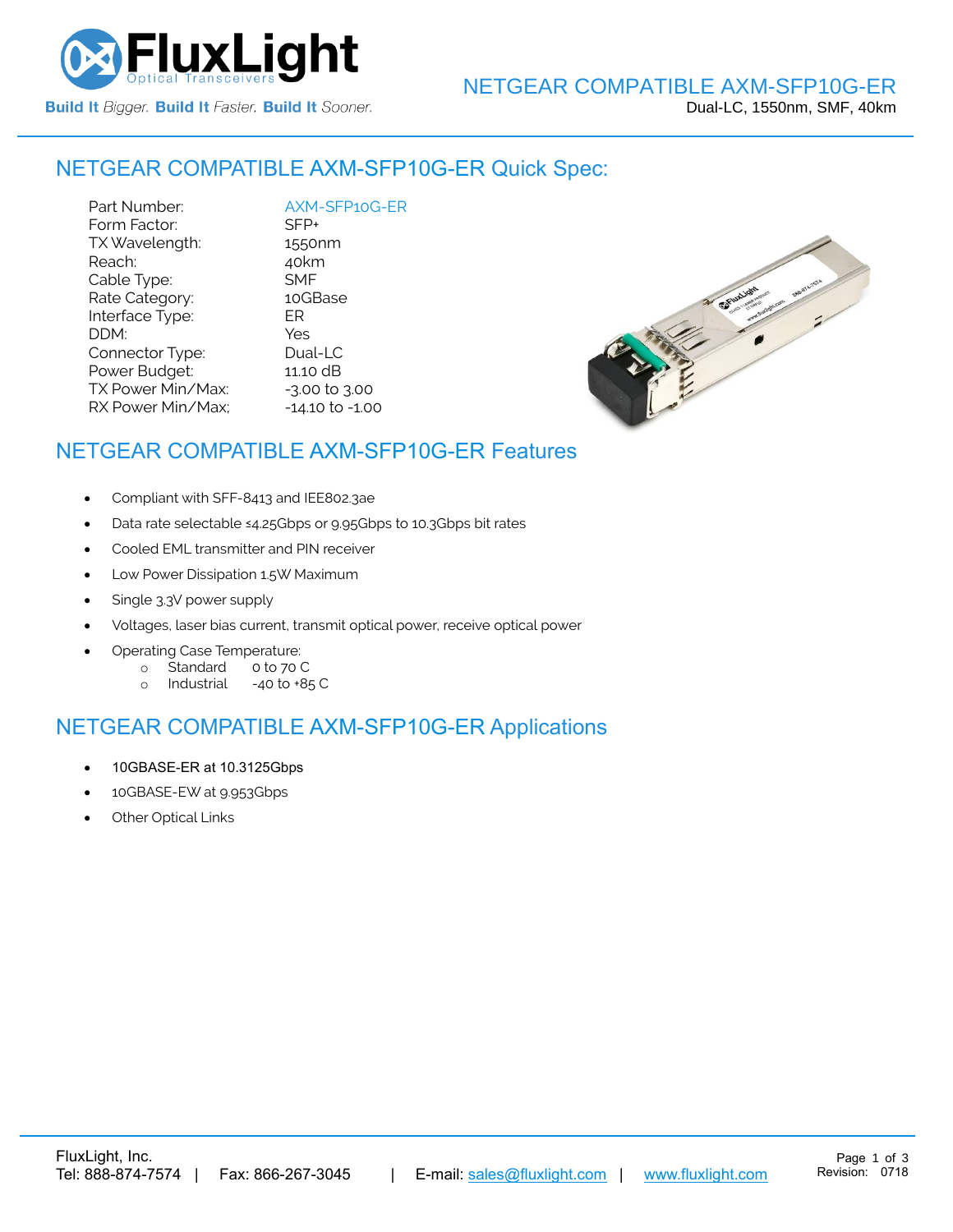# NETGEAR COMPATIBLE AXM-SFP10G-ER

Dual-LC, 1550nm, SMF, 40km

## NETGEAR COMPATIBLE AXM-SFP10G-ER Quick Spec:

| | |
|---|---|
| Part Number: | AXM-SFP10G-ER |
| Form Factor: | SFP+ |
| TX Wavelength: | 1550nm |
| Reach: | 40km |
| Cable Type: | SMF |
| Rate Category: | 10GBase |
| Interface Type: | ER |
| DDM: | Yes |
| Connector Type: | Dual-LC |
| Power Budget: | 11.10 dB |
| TX Power Min/Max: | -3.00 to 3.00 |
| RX Power Min/Max; | -14.10 to -1.00 |

## NETGEAR COMPATIBLE AXM-SFP10G-ER Features

- Compliant with SFF-8413 and IEE802.3ae
- Data rate selectable ≤4.25Gbps or 9.95Gbps to 10.3Gbps bit rates
- Cooled EML transmitter and PIN receiver
- Low Power Dissipation 1.5W Maximum
- Single 3.3V power supply
- Voltages, laser bias current, transmit optical power, receive optical power
- Operating Case Temperature:
  - Standard 0 to 70 C
  - Industrial -40 to +85 C

## NETGEAR COMPATIBLE AXM-SFP10G-ER Applications

- 10GBASE-ER at 10.3125Gbps
- 10GBASE-EW at 9.953Gbps
- Other Optical Links

FluxLight, Inc.
Tel: 888-874-7574 | Fax: 866-267-3045 | E-mail: sales@fluxlight.com | www.fluxlight.com

Revision: 0718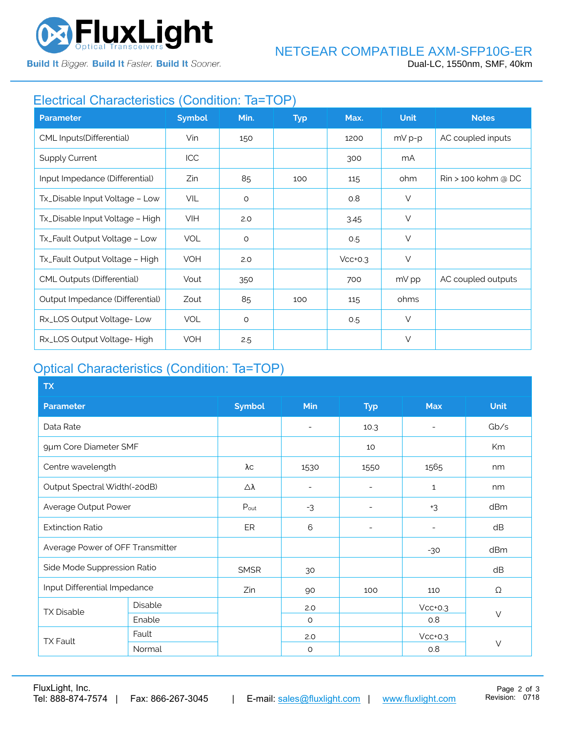## Electrical Characteristics (Condition: Ta=TOP)

| Parameter | Symbol | Min. | Typ | Max. | Unit | Notes |
|---|---|---|---|---|---|---|
| CML Inputs(Differential) | Vin | 150 | | 1200 | mV p-p | AC coupled inputs |
| Supply Current | ICC | | | 300 | mA | |
| Input Impedance (Differential) | Zin | 85 | 100 | 115 | ohm | Rin > 100 kohm @ DC |
| Tx_Disable Input Voltage – Low | VIL | 0 | | 0.8 | V | |
| Tx_Disable Input Voltage – High | VIH | 2.0 | | 3.45 | V | |
| Tx_Fault Output Voltage – Low | VOL | 0 | | 0.5 | V | |
| Tx_Fault Output Voltage – High | VOH | 2.0 | | Vcc+0.3 | V | |
| CML Outputs (Differential) | Vout | 350 | | 700 | mV pp | AC coupled outputs |
| Output Impedance (Differential) | Zout | 85 | 100 | 115 | ohms | |
| Rx_LOS Output Voltage- Low | VOL | 0 | | 0.5 | V | |
| Rx_LOS Output Voltage- High | VOH | 2.5 | | | V | |

## Optical Characteristics (Condition: Ta=TOP)

| TX | | | | | | |
|---|---|---|---|---|---|---|
| **Parameter** | | **Symbol** | **Min** | **Typ** | **Max** | **Unit** |
| Data Rate | | | - | 10.3 | - | Gb/s |
| 9µm Core Diameter SMF | | | | 10 | | Km |
| Centre wavelength | | λc | 1530 | 1550 | 1565 | nm |
| Output Spectral Width(-20dB) | | Δλ | - | - | 1 | nm |
| Average Output Power | | $P_{out}$ | -3 | - | +3 | dBm |
| Extinction Ratio | | ER | 6 | - | - | dB |
| Average Power of OFF Transmitter | | | | | -30 | dBm |
| Side Mode Suppression Ratio | | SMSR | 30 | | | dB |
| Input Differential Impedance | | Zin | 90 | 100 | 110 | Ω |
| TX Disable | Disable | | 2.0 | | Vcc+0.3 | V |
| | Enable | | 0 | | 0.8 | |
| TX Fault | Fault | | 2.0 | | Vcc+0.3 | V |
| | Normal | | 0 | | 0.8 | |

FluxLight, Inc.
Tel: 888-874-7574 | Fax: 866-267-3045 | E-mail: sales@fluxlight.com | www.fluxlight.com

Revision: 0718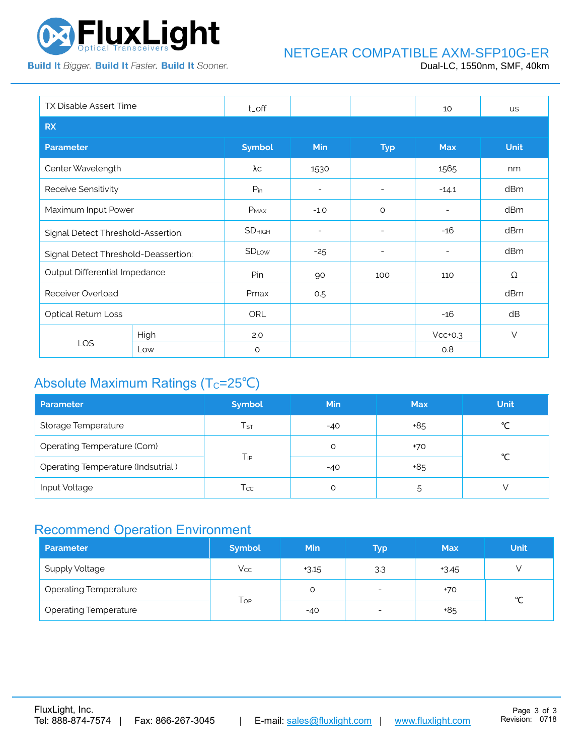| Parameter | | Symbol | Min | Typ | Max | Unit |
|---|---|---|---|---|---|---|
| TX Disable Assert Time | | t_off | | | 10 | us |
| **RX** | | | | | | |
| **Parameter** | | **Symbol** | **Min** | **Typ** | **Max** | **Unit** |
| Center Wavelength | | λc | 1530 | | 1565 | nm |
| Receive Sensitivity | | $P_{in}$ | - | - | -14.1 | dBm |
| Maximum Input Power | | $P_{MAX}$ | -1.0 | 0 | - | dBm |
| Signal Detect Threshold-Assertion: | | $SD_{HIGH}$ | - | - | -16 | dBm |
| Signal Detect Threshold-Deassertion: | | $SD_{LOW}$ | -25 | - | - | dBm |
| Output Differential Impedance | | Pin | 90 | 100 | 110 | Ω |
| Receiver Overload | | Pmax | 0.5 | | | dBm |
| Optical Return Loss | | ORL | | | -16 | dB |
| LOS | High | 2.0 | | | Vcc+0.3 | V |
| | Low | 0 | | | 0.8 | |

## Absolute Maximum Ratings ($T_C$=25℃)

| Parameter | Symbol | Min | Max | Unit |
|---|---|---|---|---|
| Storage Temperature | $T_{ST}$ | -40 | +85 | ℃ |
| Operating Temperature (Com) | $T_{IP}$ | 0 | +70 | ℃ |
| Operating Temperature (Indsutrial ) | | -40 | +85 | |
| Input Voltage | $T_{CC}$ | 0 | 5 | V |

## Recommend Operation Environment

| Parameter | Symbol | Min | Typ | Max | Unit |
|---|---|---|---|---|---|
| Supply Voltage | $V_{CC}$ | +3.15 | 3.3 | +3.45 | V |
| Operating Temperature | $T_{OP}$ | 0 | - | +70 | ℃ |
| Operating Temperature | | -40 | - | +85 | |